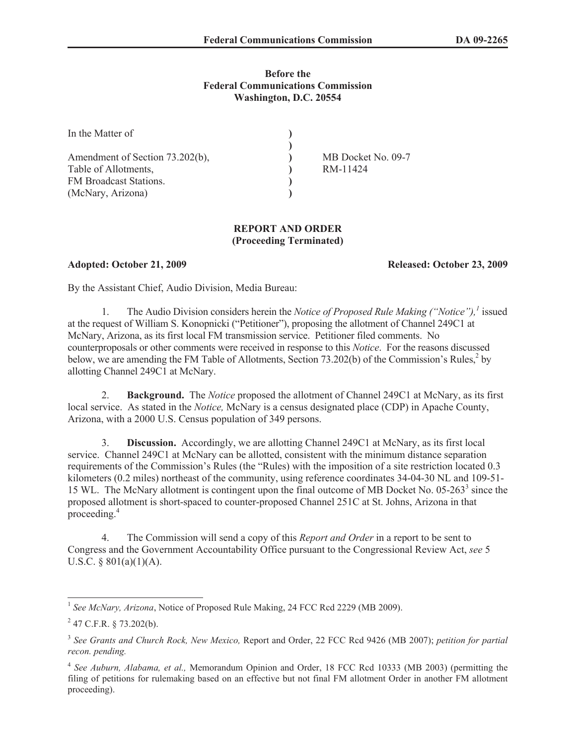**Before the**
**Federal Communications Commission**
**Washington, D.C. 20554**

| | | |
|---|---|---|
| In the Matter of | ) | |
| | ) | |
| Amendment of Section 73.202(b), | ) | MB Docket No. 09-7 |
| Table of Allotments, | ) | RM-11424 |
| FM Broadcast Stations. | ) | |
| (McNary, Arizona) | ) | |

**REPORT AND ORDER**
**(Proceeding Terminated)**

**Adopted: October 21, 2009** **Released: October 23, 2009**

By the Assistant Chief, Audio Division, Media Bureau:

1. The Audio Division considers herein the *Notice of Proposed Rule Making ("Notice"),*[1] issued at the request of William S. Konopnicki ("Petitioner"), proposing the allotment of Channel 249C1 at McNary, Arizona, as its first local FM transmission service. Petitioner filed comments. No counterproposals or other comments were received in response to this *Notice*. For the reasons discussed below, we are amending the FM Table of Allotments, Section 73.202(b) of the Commission's Rules,[2] by allotting Channel 249C1 at McNary.

2. **Background.** The *Notice* proposed the allotment of Channel 249C1 at McNary, as its first local service. As stated in the *Notice,* McNary is a census designated place (CDP) in Apache County, Arizona, with a 2000 U.S. Census population of 349 persons.

3. **Discussion.** Accordingly, we are allotting Channel 249C1 at McNary, as its first local service. Channel 249C1 at McNary can be allotted, consistent with the minimum distance separation requirements of the Commission's Rules (the "Rules) with the imposition of a site restriction located 0.3 kilometers (0.2 miles) northeast of the community, using reference coordinates 34-04-30 NL and 109-51-15 WL. The McNary allotment is contingent upon the final outcome of MB Docket No. 05-263[3] since the proposed allotment is short-spaced to counter-proposed Channel 251C at St. Johns, Arizona in that proceeding.[4]

4. The Commission will send a copy of this *Report and Order* in a report to be sent to Congress and the Government Accountability Office pursuant to the Congressional Review Act, *see* 5 U.S.C. § 801(a)(1)(A).

---

[1] *See McNary, Arizona*, Notice of Proposed Rule Making, 24 FCC Rcd 2229 (MB 2009).

[2] 47 C.F.R. § 73.202(b).

[3] *See Grants and Church Rock, New Mexico,* Report and Order, 22 FCC Rcd 9426 (MB 2007); *petition for partial recon. pending.*

[4] *See Auburn, Alabama, et al.,* Memorandum Opinion and Order, 18 FCC Rcd 10333 (MB 2003) (permitting the filing of petitions for rulemaking based on an effective but not final FM allotment Order in another FM allotment proceeding).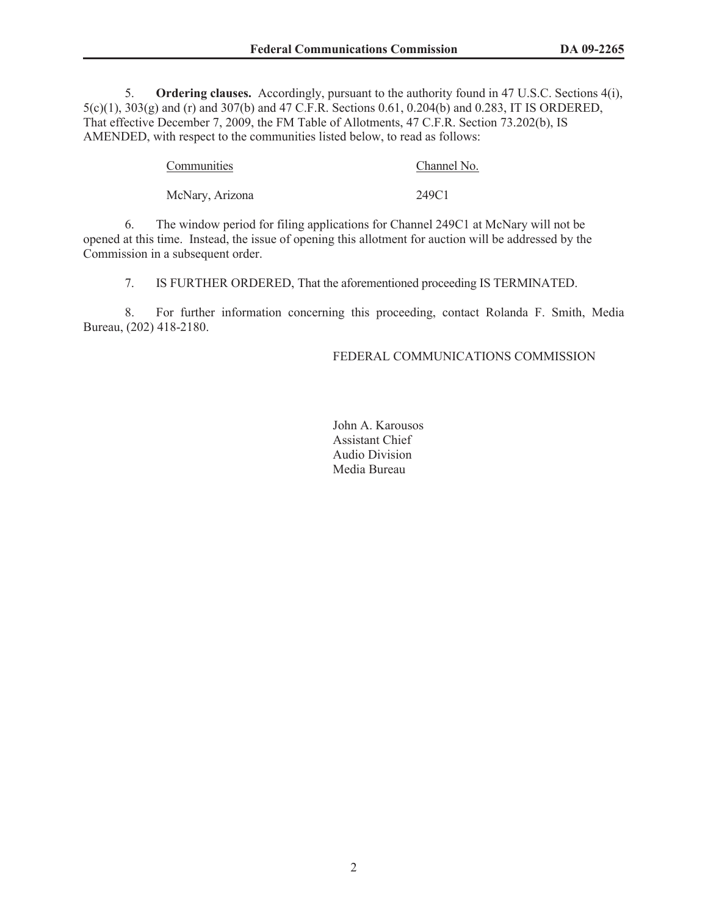5. **Ordering clauses.** Accordingly, pursuant to the authority found in 47 U.S.C. Sections 4(i), 5(c)(1), 303(g) and (r) and 307(b) and 47 C.F.R. Sections 0.61, 0.204(b) and 0.283, IT IS ORDERED, That effective December 7, 2009, the FM Table of Allotments, 47 C.F.R. Section 73.202(b), IS AMENDED, with respect to the communities listed below, to read as follows:

| Communities | Channel No. |
|---|---|
| McNary, Arizona | 249C1 |

6. The window period for filing applications for Channel 249C1 at McNary will not be opened at this time. Instead, the issue of opening this allotment for auction will be addressed by the Commission in a subsequent order.

7. IS FURTHER ORDERED, That the aforementioned proceeding IS TERMINATED.

8. For further information concerning this proceeding, contact Rolanda F. Smith, Media Bureau, (202) 418-2180.

FEDERAL COMMUNICATIONS COMMISSION

John A. Karousos
Assistant Chief
Audio Division
Media Bureau